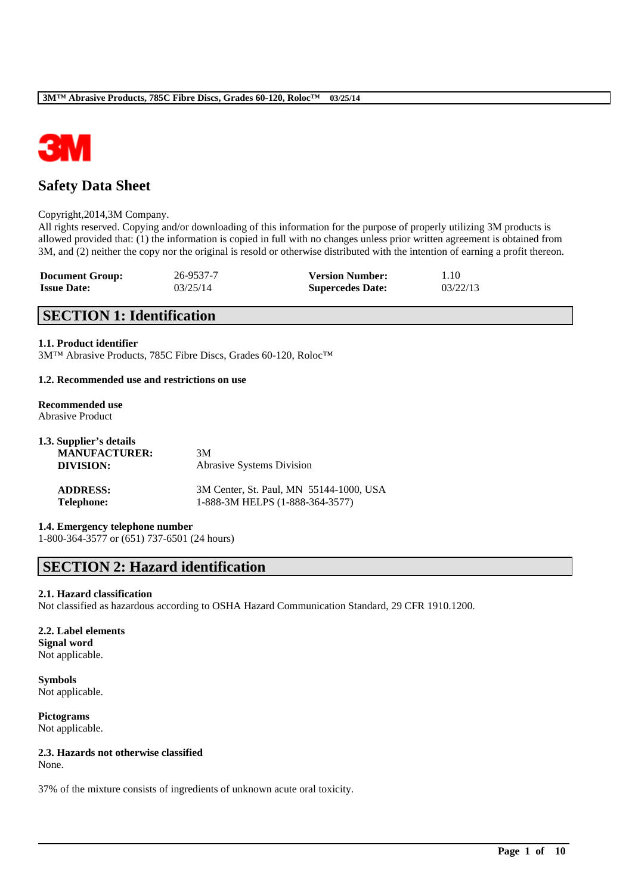# Safety Data Sheet

Copyright,2014,3M Company.
All rights reserved. Copying and/or downloading of this information for the purpose of properly utilizing 3M products is allowed provided that: (1) the information is copied in full with no changes unless prior written agreement is obtained from 3M, and (2) neither the copy nor the original is resold or otherwise distributed with the intention of earning a profit thereon.

| | | | |
|---|---|---|---|
| **Document Group:** | 26-9537-7 | **Version Number:** | 1.10 |
| **Issue Date:** | 03/25/14 | **Supercedes Date:** | 03/22/13 |

## SECTION 1: Identification

### 1.1. Product identifier

3M™ Abrasive Products, 785C Fibre Discs, Grades 60-120, Roloc™

### 1.2. Recommended use and restrictions on use

**Recommended use**
Abrasive Product

### 1.3. Supplier's details

| | |
|---|---|
| **MANUFACTURER:** | 3M |
| **DIVISION:** | Abrasive Systems Division |
| **ADDRESS:** | 3M Center, St. Paul, MN 55144-1000, USA |
| **Telephone:** | 1-888-3M HELPS (1-888-364-3577) |

### 1.4. Emergency telephone number

1-800-364-3577 or (651) 737-6501 (24 hours)

## SECTION 2: Hazard identification

### 2.1. Hazard classification

Not classified as hazardous according to OSHA Hazard Communication Standard, 29 CFR 1910.1200.

### 2.2. Label elements

**Signal word**
Not applicable.

**Symbols**
Not applicable.

**Pictograms**
Not applicable.

### 2.3. Hazards not otherwise classified

None.

37% of the mixture consists of ingredients of unknown acute oral toxicity.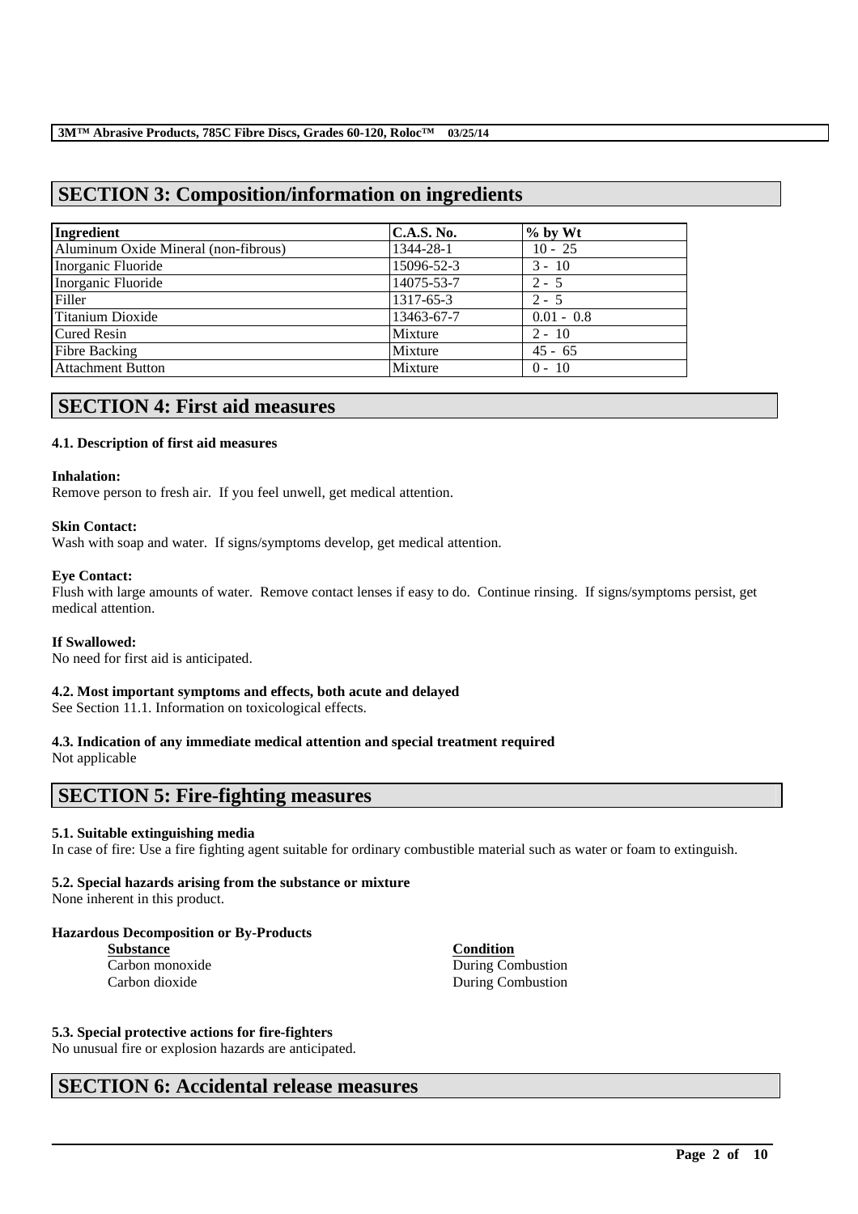## SECTION 3: Composition/information on ingredients

| Ingredient | C.A.S. No. | % by Wt |
| --- | --- | --- |
| Aluminum Oxide Mineral (non-fibrous) | 1344-28-1 | 10 - 25 |
| Inorganic Fluoride | 15096-52-3 | 3 - 10 |
| Inorganic Fluoride | 14075-53-7 | 2 - 5 |
| Filler | 1317-65-3 | 2 - 5 |
| Titanium Dioxide | 13463-67-7 | 0.01 - 0.8 |
| Cured Resin | Mixture | 2 - 10 |
| Fibre Backing | Mixture | 45 - 65 |
| Attachment Button | Mixture | 0 - 10 |

## SECTION 4: First aid measures

### 4.1. Description of first aid measures

**Inhalation:**
Remove person to fresh air. If you feel unwell, get medical attention.

**Skin Contact:**
Wash with soap and water. If signs/symptoms develop, get medical attention.

**Eye Contact:**
Flush with large amounts of water. Remove contact lenses if easy to do. Continue rinsing. If signs/symptoms persist, get medical attention.

**If Swallowed:**
No need for first aid is anticipated.

### 4.2. Most important symptoms and effects, both acute and delayed
See Section 11.1. Information on toxicological effects.

### 4.3. Indication of any immediate medical attention and special treatment required
Not applicable

## SECTION 5: Fire-fighting measures

### 5.1. Suitable extinguishing media
In case of fire: Use a fire fighting agent suitable for ordinary combustible material such as water or foam to extinguish.

### 5.2. Special hazards arising from the substance or mixture
None inherent in this product.

**Hazardous Decomposition or By-Products**

| Substance | Condition |
| --- | --- |
| Carbon monoxide | During Combustion |
| Carbon dioxide | During Combustion |

### 5.3. Special protective actions for fire-fighters
No unusual fire or explosion hazards are anticipated.

## SECTION 6: Accidental release measures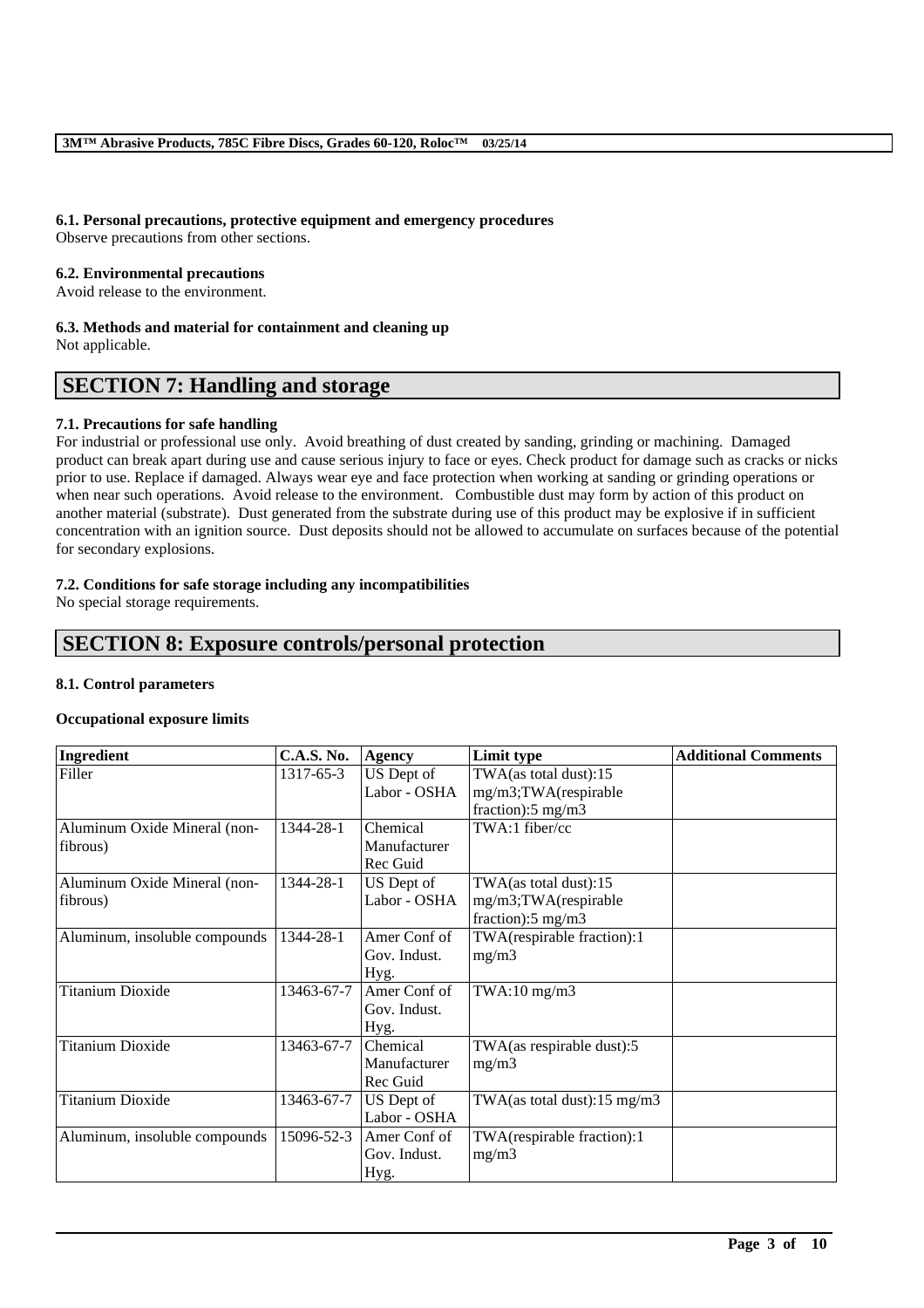### 6.1. Personal precautions, protective equipment and emergency procedures

Observe precautions from other sections.

### 6.2. Environmental precautions

Avoid release to the environment.

### 6.3. Methods and material for containment and cleaning up

Not applicable.

## SECTION 7: Handling and storage

### 7.1. Precautions for safe handling

For industrial or professional use only. Avoid breathing of dust created by sanding, grinding or machining. Damaged product can break apart during use and cause serious injury to face or eyes. Check product for damage such as cracks or nicks prior to use. Replace if damaged. Always wear eye and face protection when working at sanding or grinding operations or when near such operations. Avoid release to the environment. Combustible dust may form by action of this product on another material (substrate). Dust generated from the substrate during use of this product may be explosive if in sufficient concentration with an ignition source. Dust deposits should not be allowed to accumulate on surfaces because of the potential for secondary explosions.

### 7.2. Conditions for safe storage including any incompatibilities

No special storage requirements.

## SECTION 8: Exposure controls/personal protection

### 8.1. Control parameters

**Occupational exposure limits**

| Ingredient | C.A.S. No. | Agency | Limit type | Additional Comments |
|---|---|---|---|---|
| Filler | 1317-65-3 | US Dept of Labor - OSHA | TWA(as total dust):15 mg/m3;TWA(respirable fraction):5 mg/m3 | |
| Aluminum Oxide Mineral (non-fibrous) | 1344-28-1 | Chemical Manufacturer Rec Guid | TWA:1 fiber/cc | |
| Aluminum Oxide Mineral (non-fibrous) | 1344-28-1 | US Dept of Labor - OSHA | TWA(as total dust):15 mg/m3;TWA(respirable fraction):5 mg/m3 | |
| Aluminum, insoluble compounds | 1344-28-1 | Amer Conf of Gov. Indust. Hyg. | TWA(respirable fraction):1 mg/m3 | |
| Titanium Dioxide | 13463-67-7 | Amer Conf of Gov. Indust. Hyg. | TWA:10 mg/m3 | |
| Titanium Dioxide | 13463-67-7 | Chemical Manufacturer Rec Guid | TWA(as respirable dust):5 mg/m3 | |
| Titanium Dioxide | 13463-67-7 | US Dept of Labor - OSHA | TWA(as total dust):15 mg/m3 | |
| Aluminum, insoluble compounds | 15096-52-3 | Amer Conf of Gov. Indust. Hyg. | TWA(respirable fraction):1 mg/m3 | |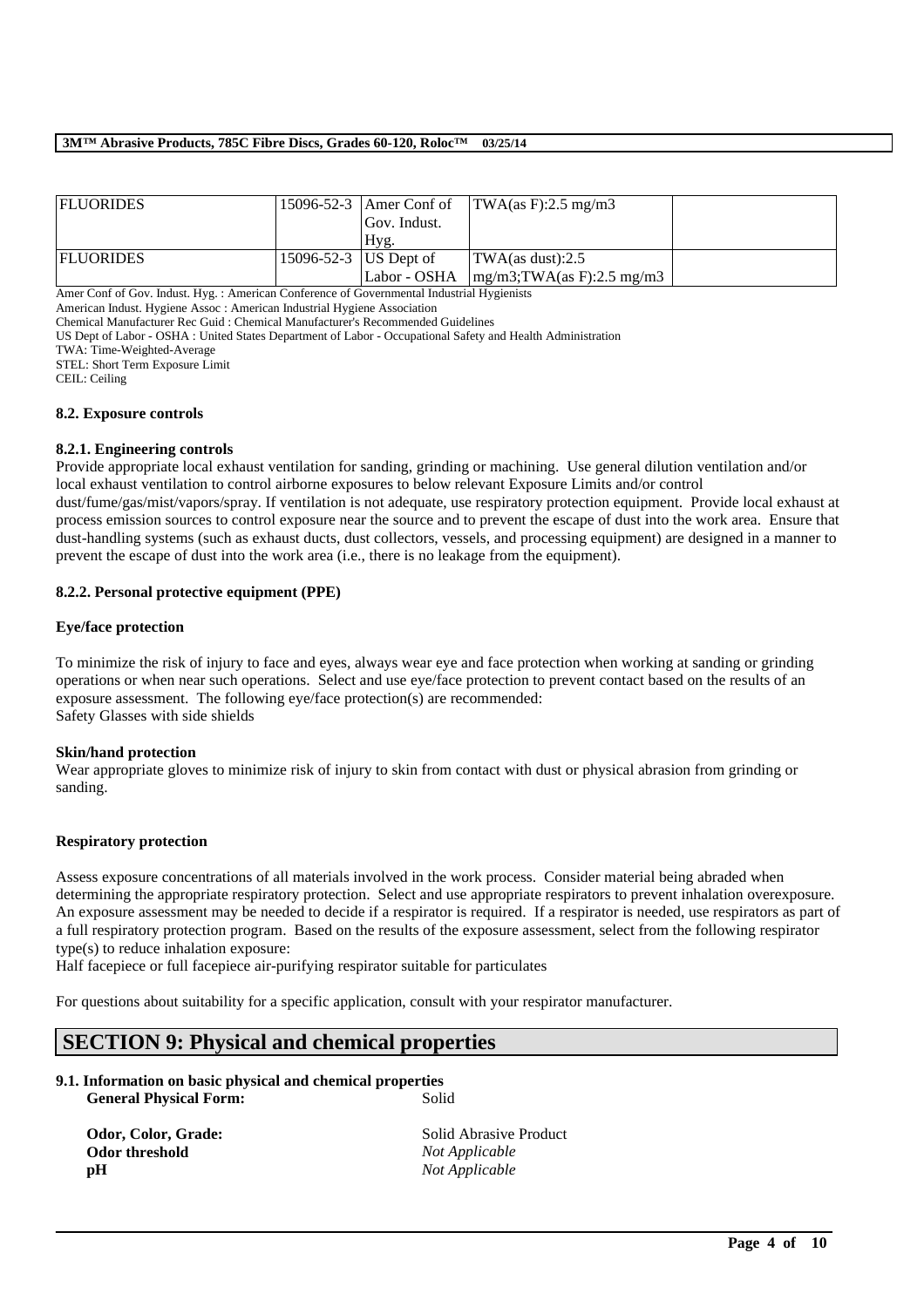| FLUORIDES | 15096-52-3 | Amer Conf of Gov. Indust. Hyg. | TWA(as F):2.5 mg/m3 | |
|---|---|---|---|---|
| FLUORIDES | 15096-52-3 | US Dept of Labor - OSHA | TWA(as dust):2.5 mg/m3;TWA(as F):2.5 mg/m3 | |

Amer Conf of Gov. Indust. Hyg. : American Conference of Governmental Industrial Hygienists
American Indust. Hygiene Assoc : American Industrial Hygiene Association
Chemical Manufacturer Rec Guid : Chemical Manufacturer's Recommended Guidelines
US Dept of Labor - OSHA : United States Department of Labor - Occupational Safety and Health Administration
TWA: Time-Weighted-Average
STEL: Short Term Exposure Limit
CEIL: Ceiling

### 8.2. Exposure controls

#### 8.2.1. Engineering controls

Provide appropriate local exhaust ventilation for sanding, grinding or machining. Use general dilution ventilation and/or local exhaust ventilation to control airborne exposures to below relevant Exposure Limits and/or control dust/fume/gas/mist/vapors/spray. If ventilation is not adequate, use respiratory protection equipment. Provide local exhaust at process emission sources to control exposure near the source and to prevent the escape of dust into the work area. Ensure that dust-handling systems (such as exhaust ducts, dust collectors, vessels, and processing equipment) are designed in a manner to prevent the escape of dust into the work area (i.e., there is no leakage from the equipment).

#### 8.2.2. Personal protective equipment (PPE)

**Eye/face protection**

To minimize the risk of injury to face and eyes, always wear eye and face protection when working at sanding or grinding operations or when near such operations. Select and use eye/face protection to prevent contact based on the results of an exposure assessment. The following eye/face protection(s) are recommended:
Safety Glasses with side shields

**Skin/hand protection**

Wear appropriate gloves to minimize risk of injury to skin from contact with dust or physical abrasion from grinding or sanding.

**Respiratory protection**

Assess exposure concentrations of all materials involved in the work process. Consider material being abraded when determining the appropriate respiratory protection. Select and use appropriate respirators to prevent inhalation overexposure. An exposure assessment may be needed to decide if a respirator is required. If a respirator is needed, use respirators as part of a full respiratory protection program. Based on the results of the exposure assessment, select from the following respirator type(s) to reduce inhalation exposure:
Half facepiece or full facepiece air-purifying respirator suitable for particulates

For questions about suitability for a specific application, consult with your respirator manufacturer.

## SECTION 9: Physical and chemical properties

### 9.1. Information on basic physical and chemical properties

**General Physical Form:** Solid

**Odor, Color, Grade:** Solid Abrasive Product
**Odor threshold** *Not Applicable*
**pH** *Not Applicable*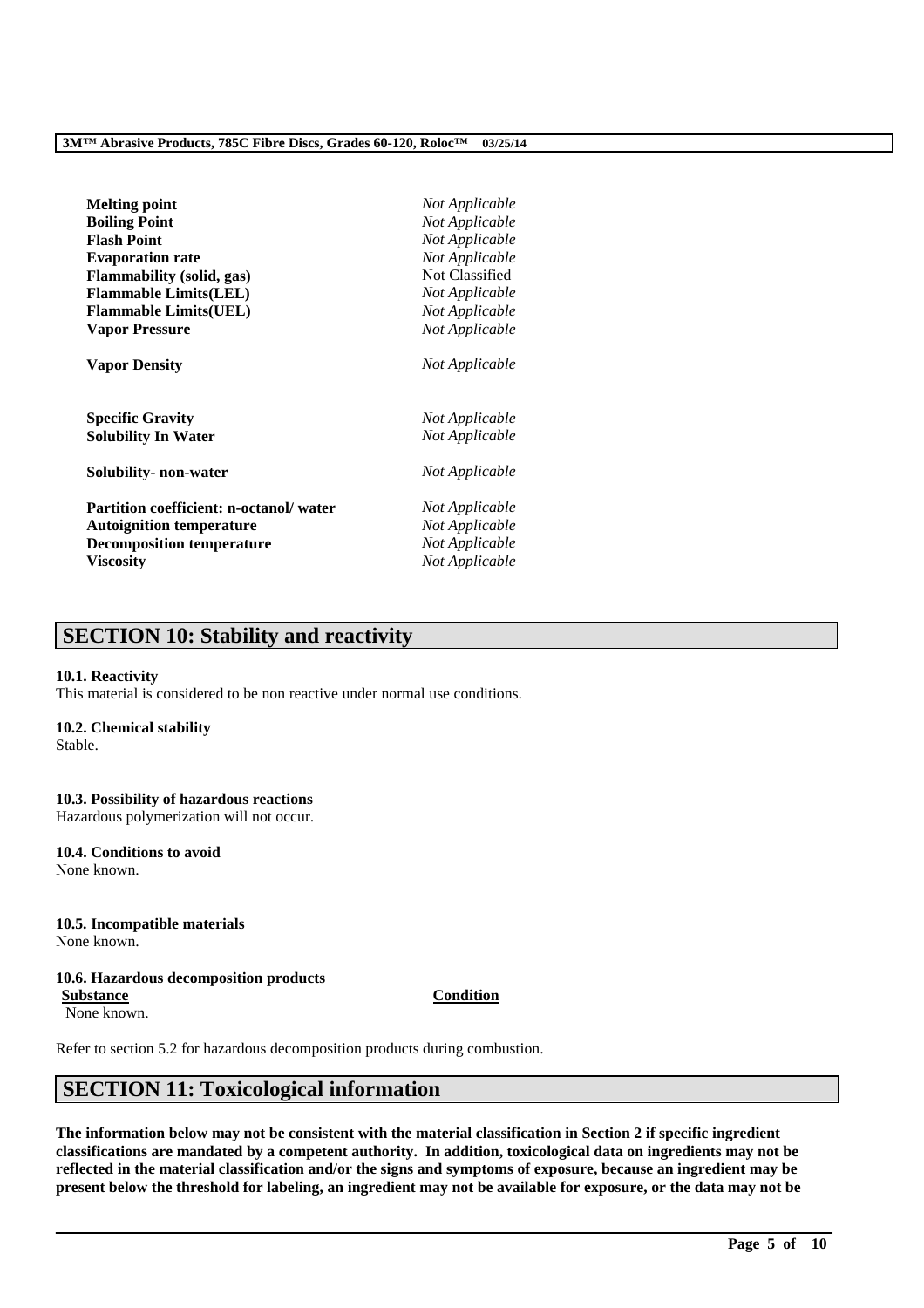| | |
|---|---|
| **Melting point** | *Not Applicable* |
| **Boiling Point** | *Not Applicable* |
| **Flash Point** | *Not Applicable* |
| **Evaporation rate** | *Not Applicable* |
| **Flammability (solid, gas)** | Not Classified |
| **Flammable Limits(LEL)** | *Not Applicable* |
| **Flammable Limits(UEL)** | *Not Applicable* |
| **Vapor Pressure** | *Not Applicable* |
| **Vapor Density** | *Not Applicable* |
| **Specific Gravity** | *Not Applicable* |
| **Solubility In Water** | *Not Applicable* |
| **Solubility- non-water** | *Not Applicable* |
| **Partition coefficient: n-octanol/ water** | *Not Applicable* |
| **Autoignition temperature** | *Not Applicable* |
| **Decomposition temperature** | *Not Applicable* |
| **Viscosity** | *Not Applicable* |

## SECTION 10: Stability and reactivity

**10.1. Reactivity**
This material is considered to be non reactive under normal use conditions.

**10.2. Chemical stability**
Stable.

**10.3. Possibility of hazardous reactions**
Hazardous polymerization will not occur.

**10.4. Conditions to avoid**
None known.

**10.5. Incompatible materials**
None known.

**10.6. Hazardous decomposition products**

| **Substance** | **Condition** |
|---|---|
| None known. | |

Refer to section 5.2 for hazardous decomposition products during combustion.

## SECTION 11: Toxicological information

**The information below may not be consistent with the material classification in Section 2 if specific ingredient classifications are mandated by a competent authority. In addition, toxicological data on ingredients may not be reflected in the material classification and/or the signs and symptoms of exposure, because an ingredient may be present below the threshold for labeling, an ingredient may not be available for exposure, or the data may not be**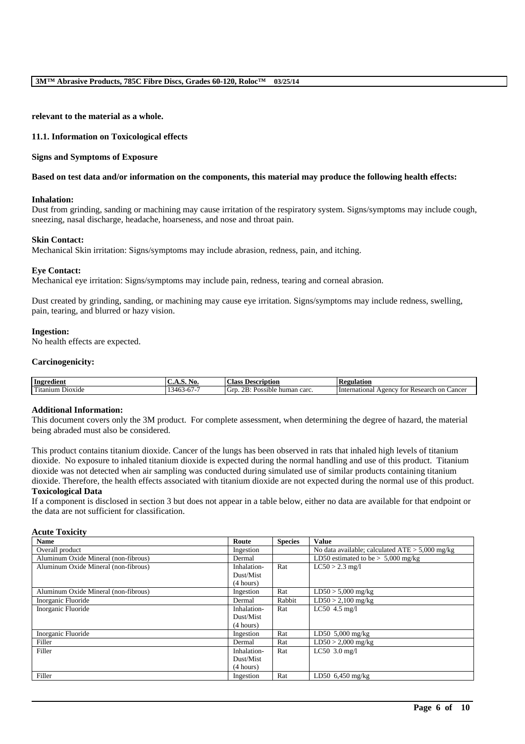**relevant to the material as a whole.**

### 11.1. Information on Toxicological effects

**Signs and Symptoms of Exposure**

**Based on test data and/or information on the components, this material may produce the following health effects:**

**Inhalation:**
Dust from grinding, sanding or machining may cause irritation of the respiratory system. Signs/symptoms may include cough, sneezing, nasal discharge, headache, hoarseness, and nose and throat pain.

**Skin Contact:**
Mechanical Skin irritation: Signs/symptoms may include abrasion, redness, pain, and itching.

**Eye Contact:**
Mechanical eye irritation: Signs/symptoms may include pain, redness, tearing and corneal abrasion.

Dust created by grinding, sanding, or machining may cause eye irritation. Signs/symptoms may include redness, swelling, pain, tearing, and blurred or hazy vision.

**Ingestion:**
No health effects are expected.

**Carcinogenicity:**

| Ingredient | C.A.S. No. | Class Description | Regulation |
|---|---|---|---|
| Titanium Dioxide | 13463-67-7 | Grp. 2B: Possible human carc. | International Agency for Research on Cancer |

**Additional Information:**
This document covers only the 3M product. For complete assessment, when determining the degree of hazard, the material being abraded must also be considered.

This product contains titanium dioxide. Cancer of the lungs has been observed in rats that inhaled high levels of titanium dioxide. No exposure to inhaled titanium dioxide is expected during the normal handling and use of this product. Titanium dioxide was not detected when air sampling was conducted during simulated use of similar products containing titanium dioxide. Therefore, the health effects associated with titanium dioxide are not expected during the normal use of this product.

**Toxicological Data**
If a component is disclosed in section 3 but does not appear in a table below, either no data are available for that endpoint or the data are not sufficient for classification.

**Acute Toxicity**

| Name | Route | Species | Value |
|---|---|---|---|
| Overall product | Ingestion | | No data available; calculated ATE > 5,000 mg/kg |
| Aluminum Oxide Mineral (non-fibrous) | Dermal | | LD50 estimated to be > 5,000 mg/kg |
| Aluminum Oxide Mineral (non-fibrous) | Inhalation-Dust/Mist (4 hours) | Rat | LC50 > 2.3 mg/l |
| Aluminum Oxide Mineral (non-fibrous) | Ingestion | Rat | LD50 > 5,000 mg/kg |
| Inorganic Fluoride | Dermal | Rabbit | LD50 > 2,100 mg/kg |
| Inorganic Fluoride | Inhalation-Dust/Mist (4 hours) | Rat | LC50 4.5 mg/l |
| Inorganic Fluoride | Ingestion | Rat | LD50 5,000 mg/kg |
| Filler | Dermal | Rat | LD50 > 2,000 mg/kg |
| Filler | Inhalation-Dust/Mist (4 hours) | Rat | LC50 3.0 mg/l |
| Filler | Ingestion | Rat | LD50 6,450 mg/kg |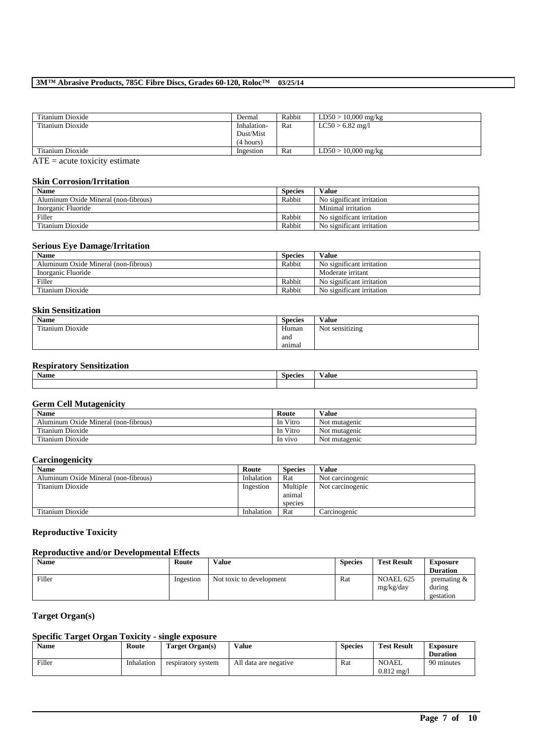| Titanium Dioxide | Dermal | Rabbit | LD50 > 10,000 mg/kg |
|---|---|---|---|
| Titanium Dioxide | Inhalation-Dust/Mist (4 hours) | Rat | LC50 > 6.82 mg/l |
| Titanium Dioxide | Ingestion | Rat | LD50 > 10,000 mg/kg |

ATE = acute toxicity estimate

### Skin Corrosion/Irritation

| Name | Species | Value |
|---|---|---|
| Aluminum Oxide Mineral (non-fibrous) | Rabbit | No significant irritation |
| Inorganic Fluoride | | Minimal irritation |
| Filler | Rabbit | No significant irritation |
| Titanium Dioxide | Rabbit | No significant irritation |

### Serious Eye Damage/Irritation

| Name | Species | Value |
|---|---|---|
| Aluminum Oxide Mineral (non-fibrous) | Rabbit | No significant irritation |
| Inorganic Fluoride | | Moderate irritant |
| Filler | Rabbit | No significant irritation |
| Titanium Dioxide | Rabbit | No significant irritation |

### Skin Sensitization

| Name | Species | Value |
|---|---|---|
| Titanium Dioxide | Human and animal | Not sensitizing |

### Respiratory Sensitization

| Name | Species | Value |
|---|---|---|
| | | |

### Germ Cell Mutagenicity

| Name | Route | Value |
|---|---|---|
| Aluminum Oxide Mineral (non-fibrous) | In Vitro | Not mutagenic |
| Titanium Dioxide | In Vitro | Not mutagenic |
| Titanium Dioxide | In vivo | Not mutagenic |

### Carcinogenicity

| Name | Route | Species | Value |
|---|---|---|---|
| Aluminum Oxide Mineral (non-fibrous) | Inhalation | Rat | Not carcinogenic |
| Titanium Dioxide | Ingestion | Multiple animal species | Not carcinogenic |
| Titanium Dioxide | Inhalation | Rat | Carcinogenic |

### Reproductive Toxicity

### Reproductive and/or Developmental Effects

| Name | Route | Value | Species | Test Result | Exposure Duration |
|---|---|---|---|---|---|
| Filler | Ingestion | Not toxic to development | Rat | NOAEL 625 mg/kg/day | premating & during gestation |

### Target Organ(s)

### Specific Target Organ Toxicity - single exposure

| Name | Route | Target Organ(s) | Value | Species | Test Result | Exposure Duration |
|---|---|---|---|---|---|---|
| Filler | Inhalation | respiratory system | All data are negative | Rat | NOAEL 0.812 mg/l | 90 minutes |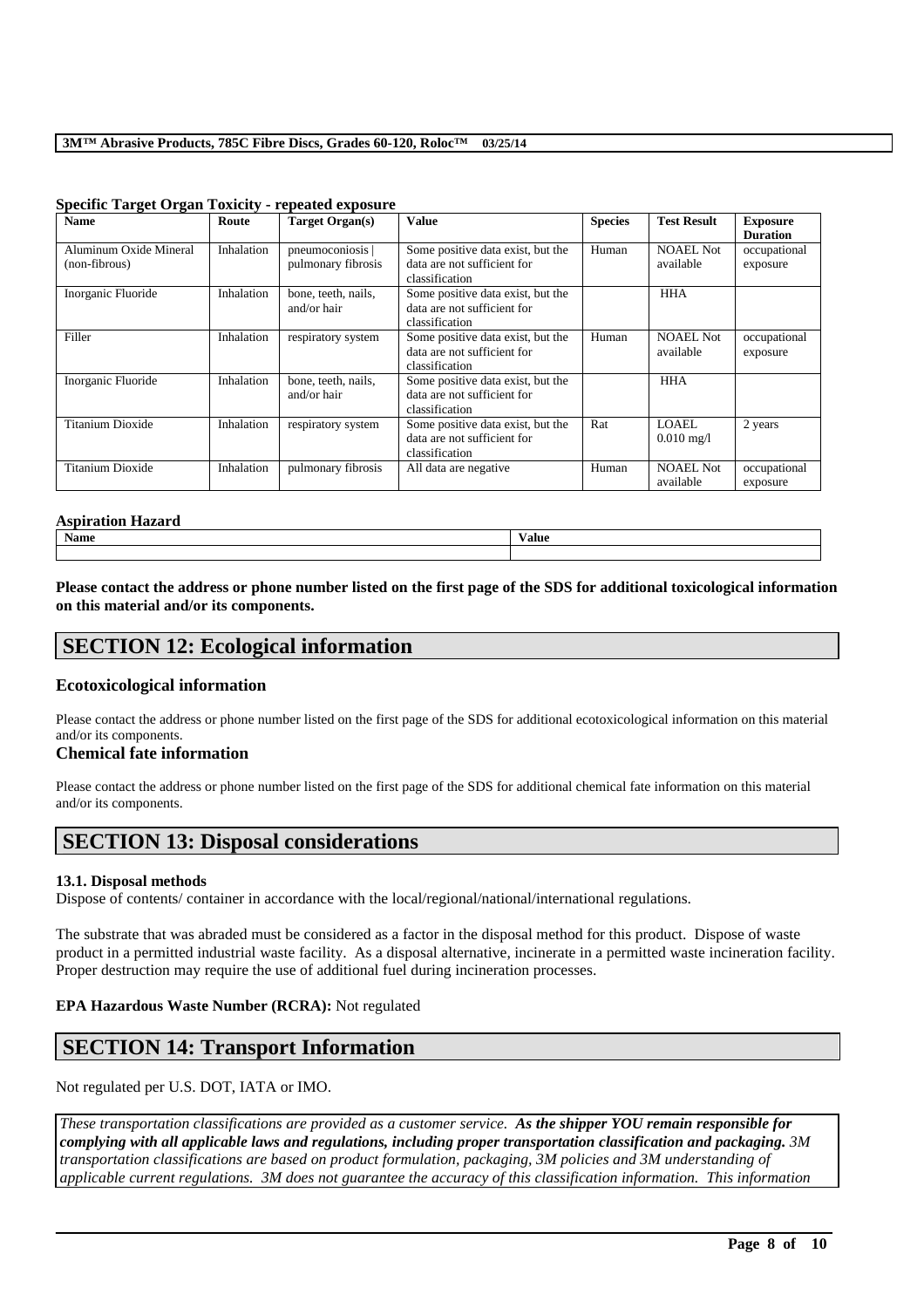#### Specific Target Organ Toxicity - repeated exposure

| Name | Route | Target Organ(s) | Value | Species | Test Result | Exposure Duration |
|---|---|---|---|---|---|---|
| Aluminum Oxide Mineral (non-fibrous) | Inhalation | pneumoconiosis \| pulmonary fibrosis | Some positive data exist, but the data are not sufficient for classification | Human | NOAEL Not available | occupational exposure |
| Inorganic Fluoride | Inhalation | bone, teeth, nails, and/or hair | Some positive data exist, but the data are not sufficient for classification | | HHA | |
| Filler | Inhalation | respiratory system | Some positive data exist, but the data are not sufficient for classification | Human | NOAEL Not available | occupational exposure |
| Inorganic Fluoride | Inhalation | bone, teeth, nails, and/or hair | Some positive data exist, but the data are not sufficient for classification | | HHA | |
| Titanium Dioxide | Inhalation | respiratory system | Some positive data exist, but the data are not sufficient for classification | Rat | LOAEL 0.010 mg/l | 2 years |
| Titanium Dioxide | Inhalation | pulmonary fibrosis | All data are negative | Human | NOAEL Not available | occupational exposure |

#### Aspiration Hazard

| Name | Value |
|---|---|
| | |

**Please contact the address or phone number listed on the first page of the SDS for additional toxicological information on this material and/or its components.**

## SECTION 12: Ecological information

### Ecotoxicological information

Please contact the address or phone number listed on the first page of the SDS for additional ecotoxicological information on this material and/or its components.

### Chemical fate information

Please contact the address or phone number listed on the first page of the SDS for additional chemical fate information on this material and/or its components.

## SECTION 13: Disposal considerations

#### 13.1. Disposal methods

Dispose of contents/ container in accordance with the local/regional/national/international regulations.

The substrate that was abraded must be considered as a factor in the disposal method for this product. Dispose of waste product in a permitted industrial waste facility. As a disposal alternative, incinerate in a permitted waste incineration facility. Proper destruction may require the use of additional fuel during incineration processes.

**EPA Hazardous Waste Number (RCRA):** Not regulated

## SECTION 14: Transport Information

Not regulated per U.S. DOT, IATA or IMO.

*These transportation classifications are provided as a customer service.* ***As the shipper YOU remain responsible for complying with all applicable laws and regulations, including proper transportation classification and packaging.*** *3M transportation classifications are based on product formulation, packaging, 3M policies and 3M understanding of applicable current regulations. 3M does not guarantee the accuracy of this classification information. This information*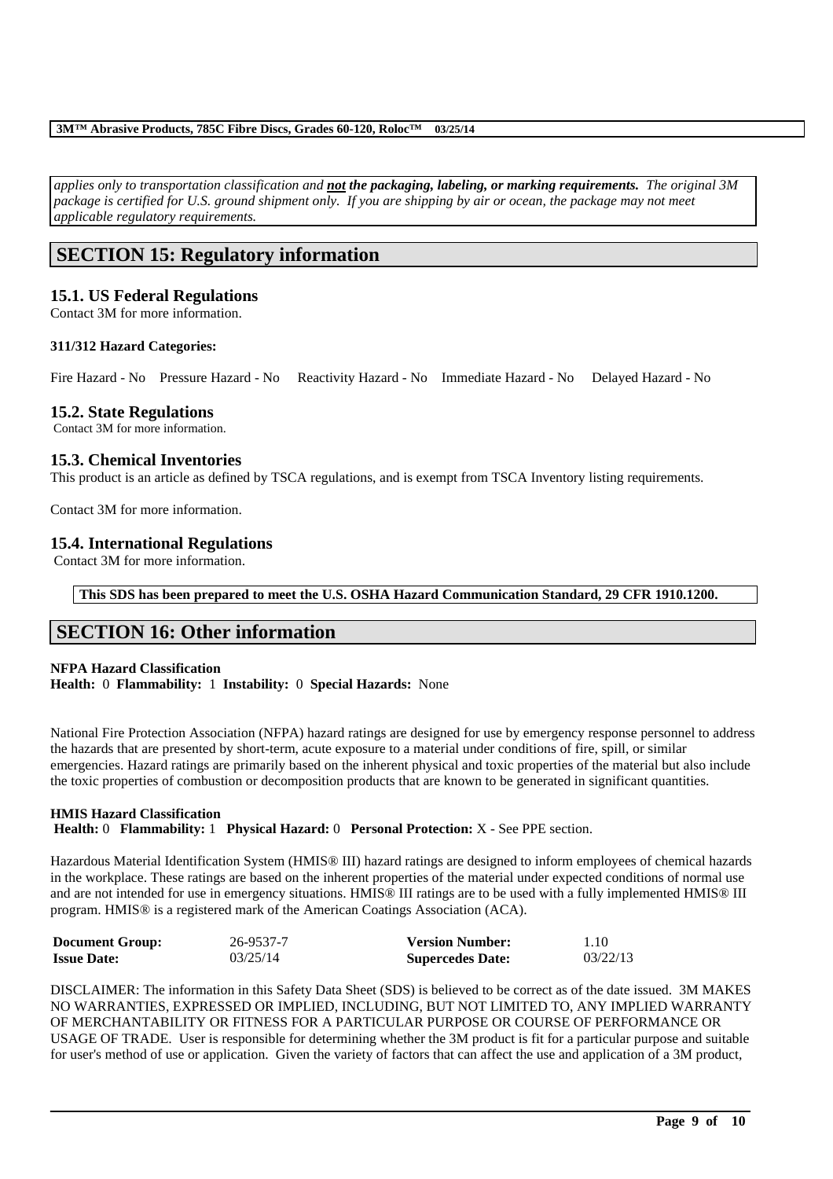*applies only to transportation classification and **not** **the packaging, labeling, or marking requirements.** The original 3M package is certified for U.S. ground shipment only. If you are shipping by air or ocean, the package may not meet applicable regulatory requirements.*

## SECTION 15: Regulatory information

### 15.1. US Federal Regulations

Contact 3M for more information.

**311/312 Hazard Categories:**

Fire Hazard - No Pressure Hazard - No Reactivity Hazard - No Immediate Hazard - No Delayed Hazard - No

### 15.2. State Regulations

Contact 3M for more information.

### 15.3. Chemical Inventories

This product is an article as defined by TSCA regulations, and is exempt from TSCA Inventory listing requirements.

Contact 3M for more information.

### 15.4. International Regulations

Contact 3M for more information.

**This SDS has been prepared to meet the U.S. OSHA Hazard Communication Standard, 29 CFR 1910.1200.**

## SECTION 16: Other information

**NFPA Hazard Classification**
**Health:** 0 **Flammability:** 1 **Instability:** 0 **Special Hazards:** None

National Fire Protection Association (NFPA) hazard ratings are designed for use by emergency response personnel to address the hazards that are presented by short-term, acute exposure to a material under conditions of fire, spill, or similar emergencies. Hazard ratings are primarily based on the inherent physical and toxic properties of the material but also include the toxic properties of combustion or decomposition products that are known to be generated in significant quantities.

**HMIS Hazard Classification**
**Health:** 0 **Flammability:** 1 **Physical Hazard:** 0 **Personal Protection:** X - See PPE section.

Hazardous Material Identification System (HMIS® III) hazard ratings are designed to inform employees of chemical hazards in the workplace. These ratings are based on the inherent properties of the material under expected conditions of normal use and are not intended for use in emergency situations. HMIS® III ratings are to be used with a fully implemented HMIS® III program. HMIS® is a registered mark of the American Coatings Association (ACA).

| | | | |
|---|---|---|---|
| **Document Group:** | 26-9537-7 | **Version Number:** | 1.10 |
| **Issue Date:** | 03/25/14 | **Supercedes Date:** | 03/22/13 |

DISCLAIMER: The information in this Safety Data Sheet (SDS) is believed to be correct as of the date issued. 3M MAKES NO WARRANTIES, EXPRESSED OR IMPLIED, INCLUDING, BUT NOT LIMITED TO, ANY IMPLIED WARRANTY OF MERCHANTABILITY OR FITNESS FOR A PARTICULAR PURPOSE OR COURSE OF PERFORMANCE OR USAGE OF TRADE. User is responsible for determining whether the 3M product is fit for a particular purpose and suitable for user's method of use or application. Given the variety of factors that can affect the use and application of a 3M product,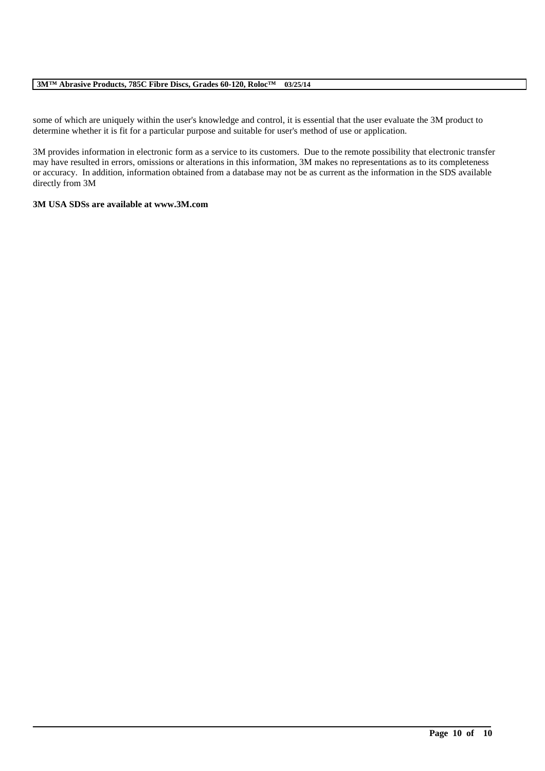some of which are uniquely within the user's knowledge and control, it is essential that the user evaluate the 3M product to determine whether it is fit for a particular purpose and suitable for user's method of use or application.

3M provides information in electronic form as a service to its customers. Due to the remote possibility that electronic transfer may have resulted in errors, omissions or alterations in this information, 3M makes no representations as to its completeness or accuracy. In addition, information obtained from a database may not be as current as the information in the SDS available directly from 3M

**3M USA SDSs are available at www.3M.com**